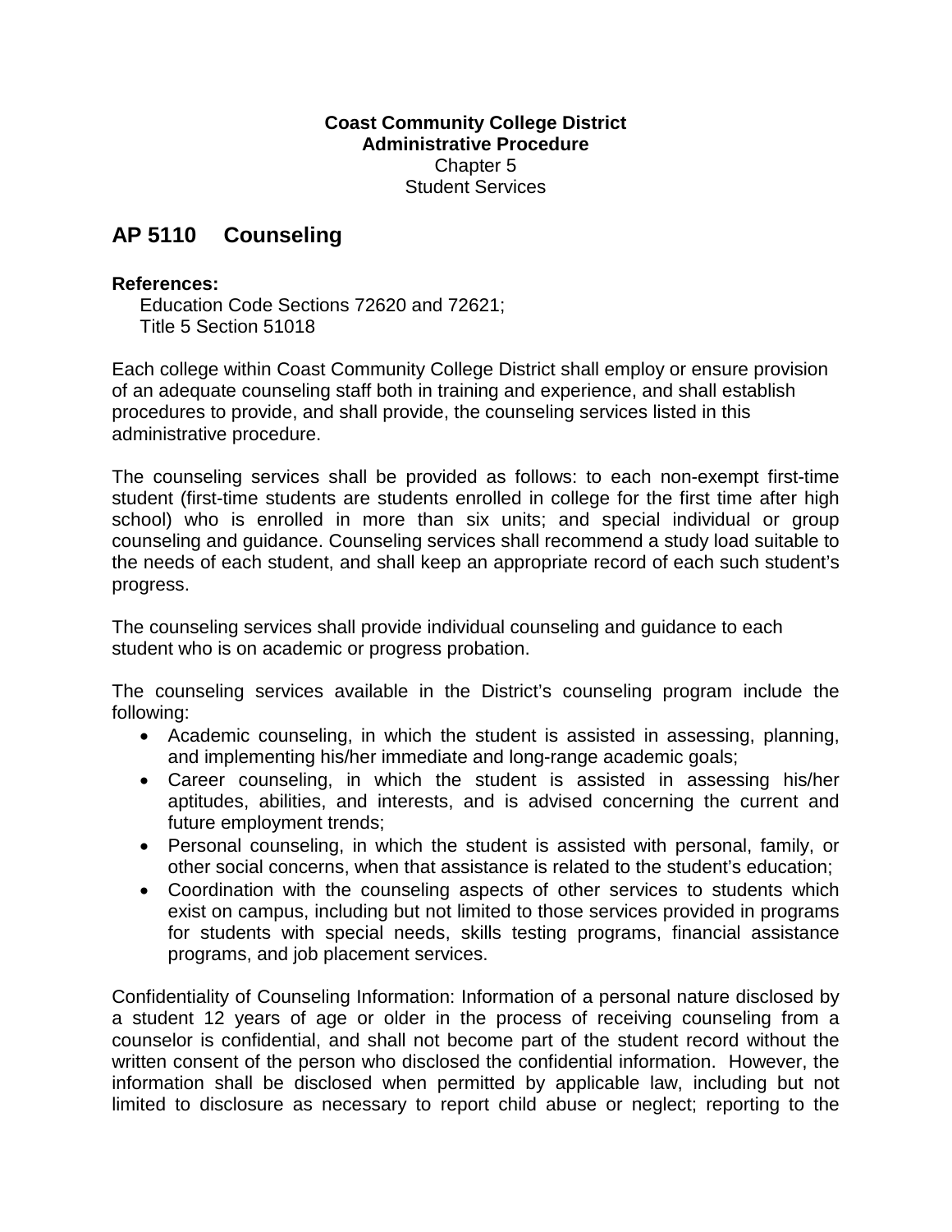**Coast Community College District**
**Administrative Procedure**
Chapter 5
Student Services

# AP 5110 Counseling

**References:**
Education Code Sections 72620 and 72621;
Title 5 Section 51018

Each college within Coast Community College District shall employ or ensure provision of an adequate counseling staff both in training and experience, and shall establish procedures to provide, and shall provide, the counseling services listed in this administrative procedure.

The counseling services shall be provided as follows: to each non-exempt first-time student (first-time students are students enrolled in college for the first time after high school) who is enrolled in more than six units; and special individual or group counseling and guidance. Counseling services shall recommend a study load suitable to the needs of each student, and shall keep an appropriate record of each such student's progress.

The counseling services shall provide individual counseling and guidance to each student who is on academic or progress probation.

The counseling services available in the District's counseling program include the following:

- Academic counseling, in which the student is assisted in assessing, planning, and implementing his/her immediate and long-range academic goals;
- Career counseling, in which the student is assisted in assessing his/her aptitudes, abilities, and interests, and is advised concerning the current and future employment trends;
- Personal counseling, in which the student is assisted with personal, family, or other social concerns, when that assistance is related to the student's education;
- Coordination with the counseling aspects of other services to students which exist on campus, including but not limited to those services provided in programs for students with special needs, skills testing programs, financial assistance programs, and job placement services.

Confidentiality of Counseling Information: Information of a personal nature disclosed by a student 12 years of age or older in the process of receiving counseling from a counselor is confidential, and shall not become part of the student record without the written consent of the person who disclosed the confidential information. However, the information shall be disclosed when permitted by applicable law, including but not limited to disclosure as necessary to report child abuse or neglect; reporting to the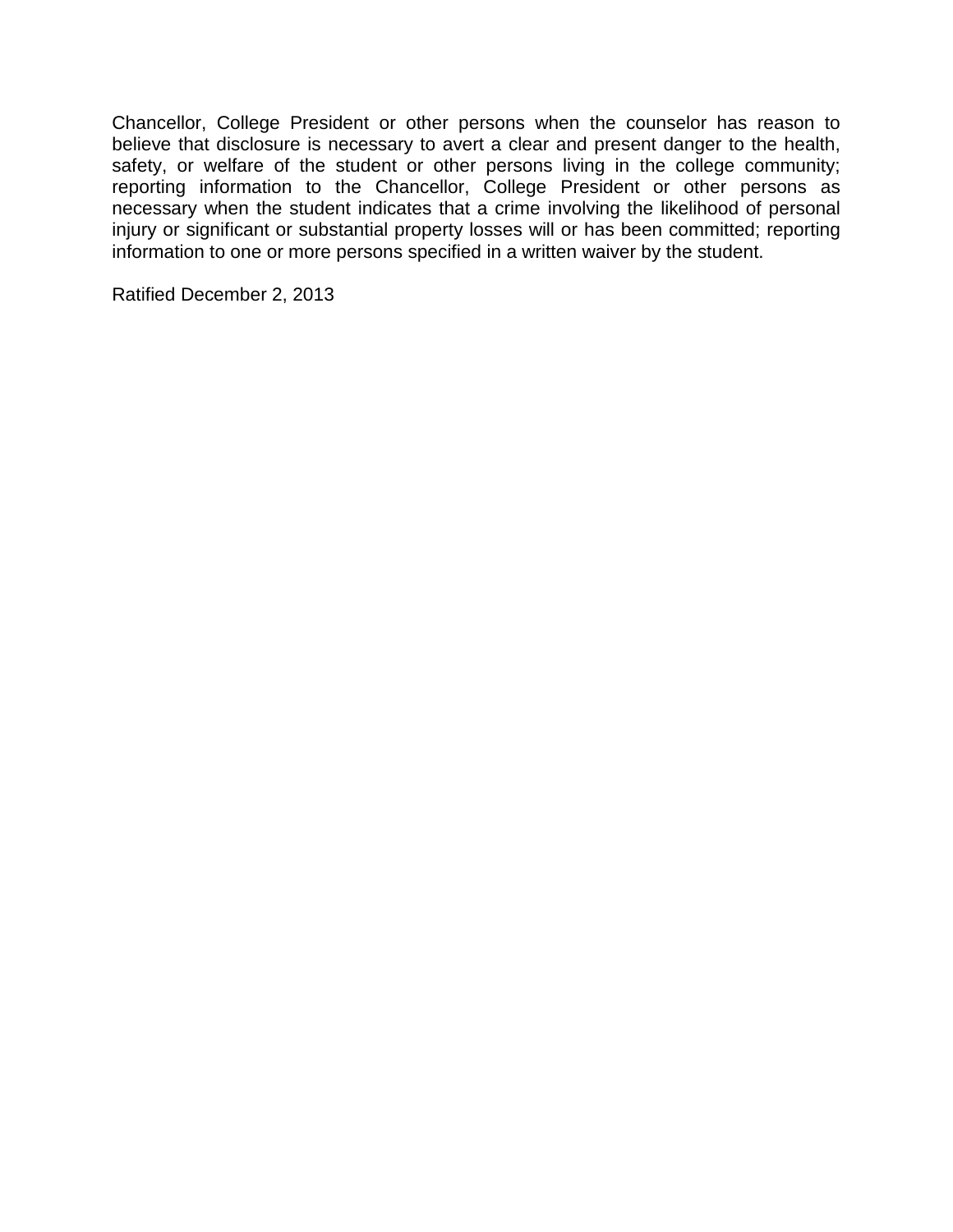Chancellor, College President or other persons when the counselor has reason to believe that disclosure is necessary to avert a clear and present danger to the health, safety, or welfare of the student or other persons living in the college community; reporting information to the Chancellor, College President or other persons as necessary when the student indicates that a crime involving the likelihood of personal injury or significant or substantial property losses will or has been committed; reporting information to one or more persons specified in a written waiver by the student.

Ratified December 2, 2013